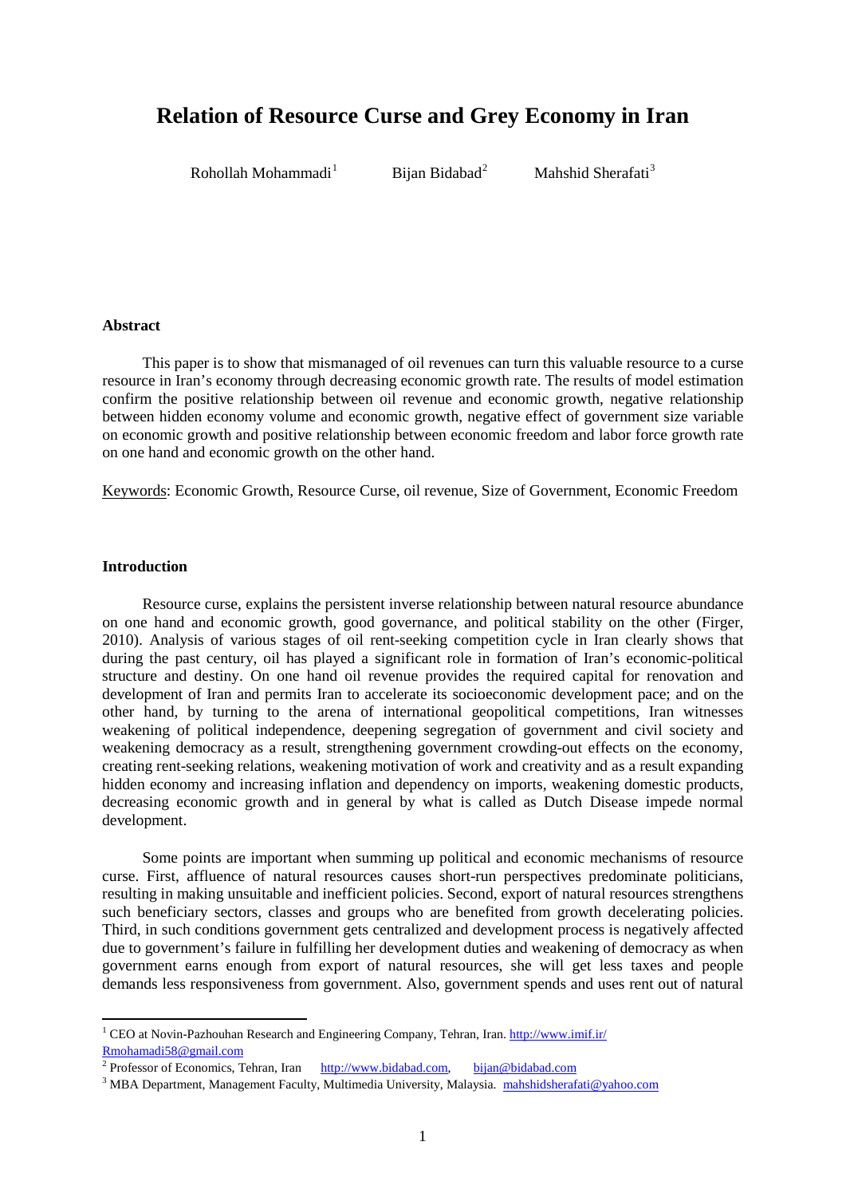# Relation of Resource Curse and Grey Economy in Iran

Rohollah Mohammadi[1] Bijan Bidabad[2] Mahshid Sherafati[3]

**Abstract**

This paper is to show that mismanaged of oil revenues can turn this valuable resource to a curse resource in Iran's economy through decreasing economic growth rate. The results of model estimation confirm the positive relationship between oil revenue and economic growth, negative relationship between hidden economy volume and economic growth, negative effect of government size variable on economic growth and positive relationship between economic freedom and labor force growth rate on one hand and economic growth on the other hand.

Keywords: Economic Growth, Resource Curse, oil revenue, Size of Government, Economic Freedom

**Introduction**

Resource curse, explains the persistent inverse relationship between natural resource abundance on one hand and economic growth, good governance, and political stability on the other (Firger, 2010). Analysis of various stages of oil rent-seeking competition cycle in Iran clearly shows that during the past century, oil has played a significant role in formation of Iran's economic-political structure and destiny. On one hand oil revenue provides the required capital for renovation and development of Iran and permits Iran to accelerate its socioeconomic development pace; and on the other hand, by turning to the arena of international geopolitical competitions, Iran witnesses weakening of political independence, deepening segregation of government and civil society and weakening democracy as a result, strengthening government crowding-out effects on the economy, creating rent-seeking relations, weakening motivation of work and creativity and as a result expanding hidden economy and increasing inflation and dependency on imports, weakening domestic products, decreasing economic growth and in general by what is called as Dutch Disease impede normal development.

Some points are important when summing up political and economic mechanisms of resource curse. First, affluence of natural resources causes short-run perspectives predominate politicians, resulting in making unsuitable and inefficient policies. Second, export of natural resources strengthens such beneficiary sectors, classes and groups who are benefited from growth decelerating policies. Third, in such conditions government gets centralized and development process is negatively affected due to government's failure in fulfilling her development duties and weakening of democracy as when government earns enough from export of natural resources, she will get less taxes and people demands less responsiveness from government. Also, government spends and uses rent out of natural

---

[1] CEO at Novin-Pazhouhan Research and Engineering Company, Tehran, Iran. http://www.imif.ir/ Rmohamadi58@gmail.com

[2] Professor of Economics, Tehran, Iran http://www.bidabad.com, bijan@bidabad.com

[3] MBA Department, Management Faculty, Multimedia University, Malaysia. mahshidsherafati@yahoo.com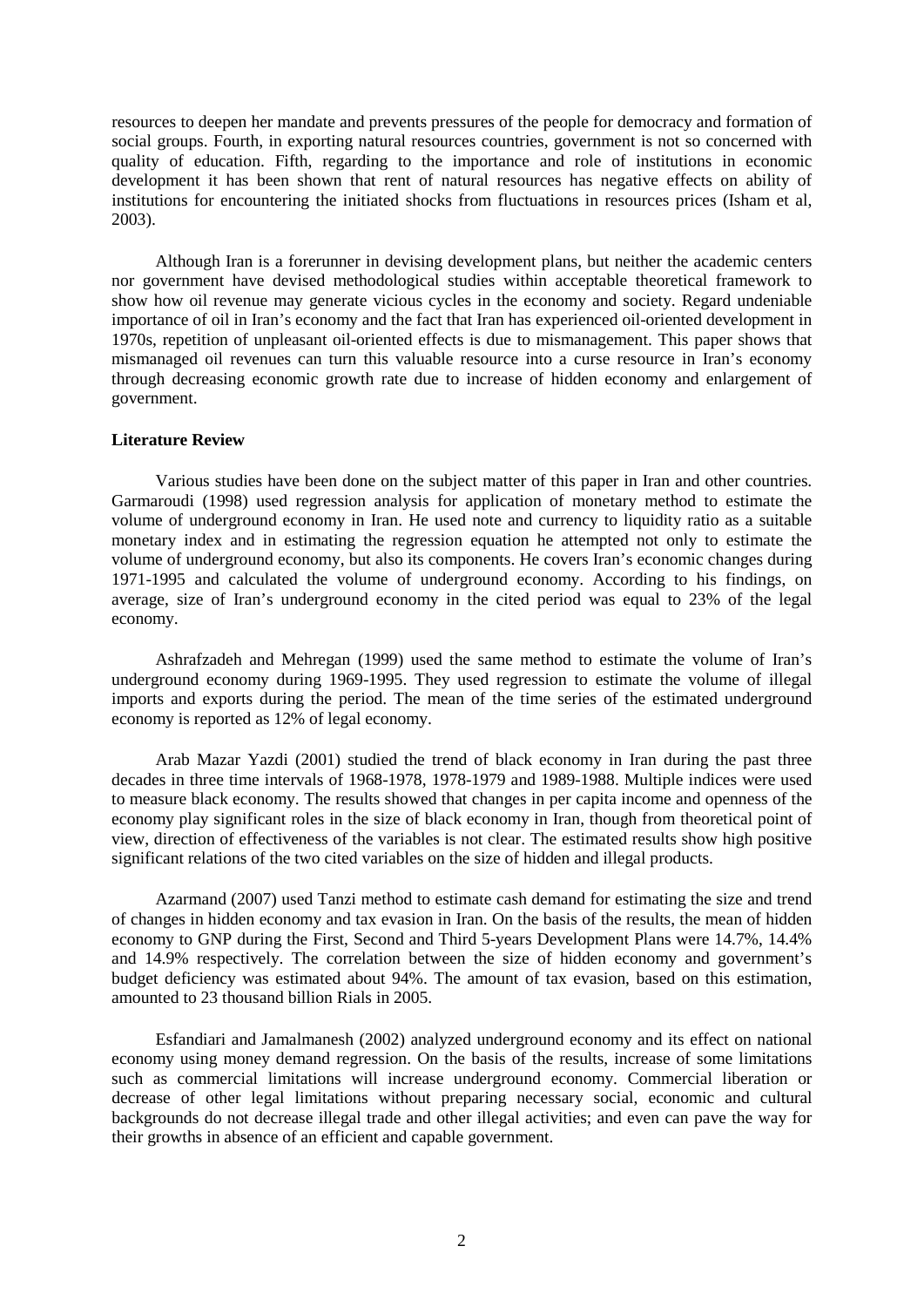resources to deepen her mandate and prevents pressures of the people for democracy and formation of social groups. Fourth, in exporting natural resources countries, government is not so concerned with quality of education. Fifth, regarding to the importance and role of institutions in economic development it has been shown that rent of natural resources has negative effects on ability of institutions for encountering the initiated shocks from fluctuations in resources prices (Isham et al, 2003).

Although Iran is a forerunner in devising development plans, but neither the academic centers nor government have devised methodological studies within acceptable theoretical framework to show how oil revenue may generate vicious cycles in the economy and society. Regard undeniable importance of oil in Iran's economy and the fact that Iran has experienced oil-oriented development in 1970s, repetition of unpleasant oil-oriented effects is due to mismanagement. This paper shows that mismanaged oil revenues can turn this valuable resource into a curse resource in Iran's economy through decreasing economic growth rate due to increase of hidden economy and enlargement of government.

**Literature Review**

Various studies have been done on the subject matter of this paper in Iran and other countries. Garmaroudi (1998) used regression analysis for application of monetary method to estimate the volume of underground economy in Iran. He used note and currency to liquidity ratio as a suitable monetary index and in estimating the regression equation he attempted not only to estimate the volume of underground economy, but also its components. He covers Iran's economic changes during 1971-1995 and calculated the volume of underground economy. According to his findings, on average, size of Iran's underground economy in the cited period was equal to 23% of the legal economy.

Ashrafzadeh and Mehregan (1999) used the same method to estimate the volume of Iran's underground economy during 1969-1995. They used regression to estimate the volume of illegal imports and exports during the period. The mean of the time series of the estimated underground economy is reported as 12% of legal economy.

Arab Mazar Yazdi (2001) studied the trend of black economy in Iran during the past three decades in three time intervals of 1968-1978, 1978-1979 and 1989-1988. Multiple indices were used to measure black economy. The results showed that changes in per capita income and openness of the economy play significant roles in the size of black economy in Iran, though from theoretical point of view, direction of effectiveness of the variables is not clear. The estimated results show high positive significant relations of the two cited variables on the size of hidden and illegal products.

Azarmand (2007) used Tanzi method to estimate cash demand for estimating the size and trend of changes in hidden economy and tax evasion in Iran. On the basis of the results, the mean of hidden economy to GNP during the First, Second and Third 5-years Development Plans were 14.7%, 14.4% and 14.9% respectively. The correlation between the size of hidden economy and government's budget deficiency was estimated about 94%. The amount of tax evasion, based on this estimation, amounted to 23 thousand billion Rials in 2005.

Esfandiari and Jamalmanesh (2002) analyzed underground economy and its effect on national economy using money demand regression. On the basis of the results, increase of some limitations such as commercial limitations will increase underground economy. Commercial liberation or decrease of other legal limitations without preparing necessary social, economic and cultural backgrounds do not decrease illegal trade and other illegal activities; and even can pave the way for their growths in absence of an efficient and capable government.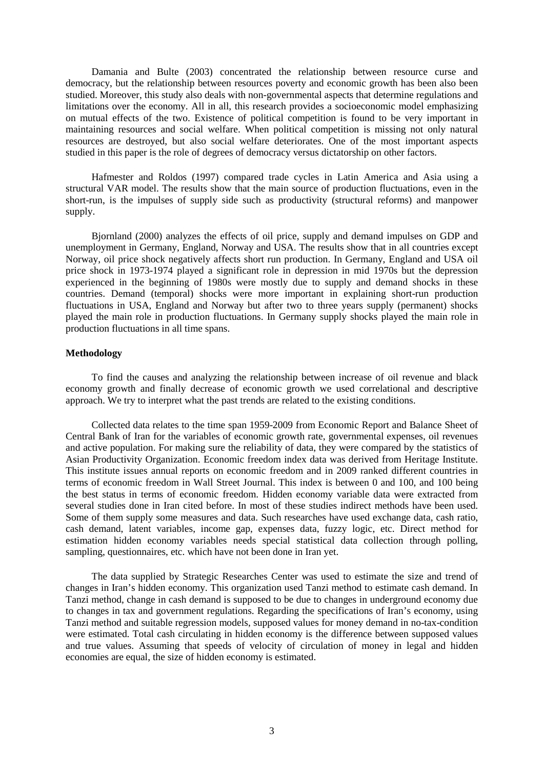Damania and Bulte (2003) concentrated the relationship between resource curse and democracy, but the relationship between resources poverty and economic growth has also been studied. Moreover, this study also deals with non-governmental aspects that determine regulations and limitations over the economy. All in all, this research provides a socioeconomic model emphasizing on mutual effects of the two. Existence of political competition is found to be very important in maintaining resources and social welfare. When political competition is missing not only natural resources are destroyed, but also social welfare deteriorates. One of the most important aspects studied in this paper is the role of degrees of democracy versus dictatorship on other factors.

Hafmester and Roldos (1997) compared trade cycles in Latin America and Asia using a structural VAR model. The results show that the main source of production fluctuations, even in the short-run, is the impulses of supply side such as productivity (structural reforms) and manpower supply.

Bjornland (2000) analyzes the effects of oil price, supply and demand impulses on GDP and unemployment in Germany, England, Norway and USA. The results show that in all countries except Norway, oil price shock negatively affects short run production. In Germany, England and USA oil price shock in 1973-1974 played a significant role in depression in mid 1970s but the depression experienced in the beginning of 1980s were mostly due to supply and demand shocks in these countries. Demand (temporal) shocks were more important in explaining short-run production fluctuations in USA, England and Norway but after two to three years supply (permanent) shocks played the main role in production fluctuations. In Germany supply shocks played the main role in production fluctuations in all time spans.

**Methodology**

To find the causes and analyzing the relationship between increase of oil revenue and black economy growth and finally decrease of economic growth we used correlational and descriptive approach. We try to interpret what the past trends are related to the existing conditions.

Collected data relates to the time span 1959-2009 from Economic Report and Balance Sheet of Central Bank of Iran for the variables of economic growth rate, governmental expenses, oil revenues and active population. For making sure the reliability of data, they were compared by the statistics of Asian Productivity Organization. Economic freedom index data was derived from Heritage Institute. This institute issues annual reports on economic freedom and in 2009 ranked different countries in terms of economic freedom in Wall Street Journal. This index is between 0 and 100, and 100 being the best status in terms of economic freedom. Hidden economy variable data were extracted from several studies done in Iran cited before. In most of these studies indirect methods have been used. Some of them supply some measures and data. Such researches have used exchange data, cash ratio, cash demand, latent variables, income gap, expenses data, fuzzy logic, etc. Direct method for estimation hidden economy variables needs special statistical data collection through polling, sampling, questionnaires, etc. which have not been done in Iran yet.

The data supplied by Strategic Researches Center was used to estimate the size and trend of changes in Iran's hidden economy. This organization used Tanzi method to estimate cash demand. In Tanzi method, change in cash demand is supposed to be due to changes in underground economy due to changes in tax and government regulations. Regarding the specifications of Iran's economy, using Tanzi method and suitable regression models, supposed values for money demand in no-tax-condition were estimated. Total cash circulating in hidden economy is the difference between supposed values and true values. Assuming that speeds of velocity of circulation of money in legal and hidden economies are equal, the size of hidden economy is estimated.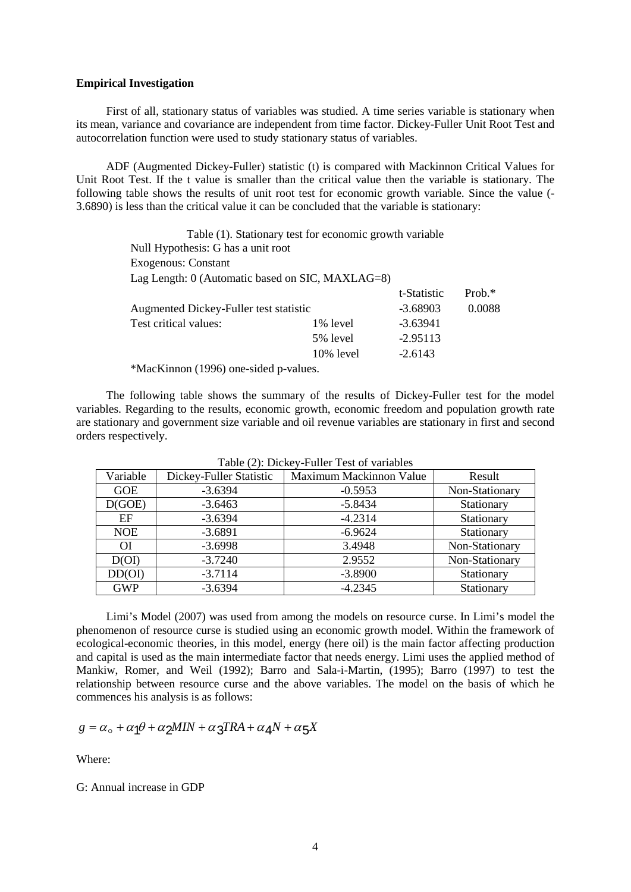**Empirical Investigation**

First of all, stationary status of variables was studied. A time series variable is stationary when its mean, variance and covariance are independent from time factor. Dickey-Fuller Unit Root Test and autocorrelation function were used to study stationary status of variables.

ADF (Augmented Dickey-Fuller) statistic (t) is compared with Mackinnon Critical Values for Unit Root Test. If the t value is smaller than the critical value then the variable is stationary. The following table shows the results of unit root test for economic growth variable. Since the value (-3.6890) is less than the critical value it can be concluded that the variable is stationary:

Table (1). Stationary test for economic growth variable

Null Hypothesis: G has a unit root

Exogenous: Constant

Lag Length: 0 (Automatic based on SIC, MAXLAG=8)

| | | t-Statistic | Prob.* |
|---|---|---|---|
| Augmented Dickey-Fuller test statistic | | -3.68903 | 0.0088 |
| Test critical values: | 1% level | -3.63941 | |
| | 5% level | -2.95113 | |
| | 10% level | -2.6143 | |

*MacKinnon (1996) one-sided p-values.

The following table shows the summary of the results of Dickey-Fuller test for the model variables. Regarding to the results, economic growth, economic freedom and population growth rate are stationary and government size variable and oil revenue variables are stationary in first and second orders respectively.

Table (2): Dickey-Fuller Test of variables

| Variable | Dickey-Fuller Statistic | Maximum Mackinnon Value | Result |
|---|---|---|---|
| GOE | -3.6394 | -0.5953 | Non-Stationary |
| D(GOE) | -3.6463 | -5.8434 | Stationary |
| EF | -3.6394 | -4.2314 | Stationary |
| NOE | -3.6891 | -6.9624 | Stationary |
| OI | -3.6998 | 3.4948 | Non-Stationary |
| D(OI) | -3.7240 | 2.9552 | Non-Stationary |
| DD(OI) | -3.7114 | -3.8900 | Stationary |
| GWP | -3.6394 | -4.2345 | Stationary |

Limi's Model (2007) was used from among the models on resource curse. In Limi's model the phenomenon of resource curse is studied using an economic growth model. Within the framework of ecological-economic theories, in this model, energy (here oil) is the main factor affecting production and capital is used as the main intermediate factor that needs energy. Limi uses the applied method of Mankiw, Romer, and Weil (1992); Barro and Sala-i-Martin, (1995); Barro (1997) to test the relationship between resource curse and the above variables. The model on the basis of which he commences his analysis is as follows:

$$g = \alpha_{\circ} + \alpha_1\theta + \alpha_2 MIN + \alpha_3 TRA + \alpha_4 N + \alpha_5 X$$

Where:

G: Annual increase in GDP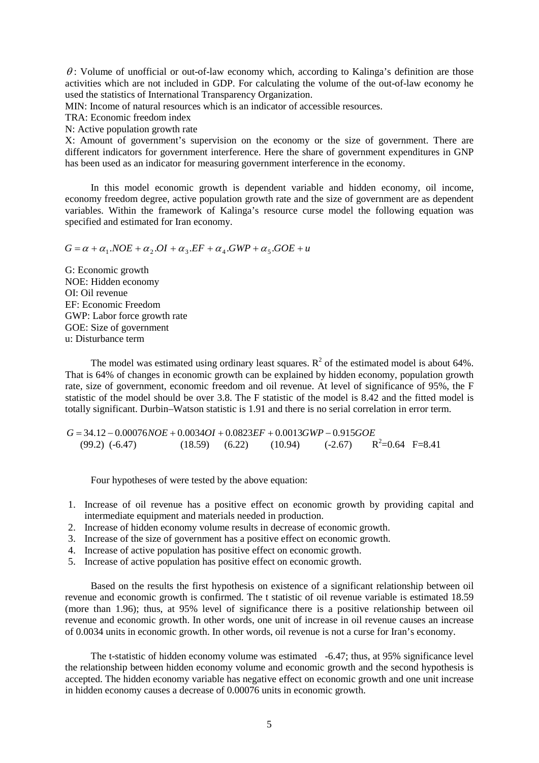$\theta$: Volume of unofficial or out-of-law economy which, according to Kalinga's definition are those activities which are not included in GDP. For calculating the volume of the out-of-law economy he used the statistics of International Transparency Organization.

MIN: Income of natural resources which is an indicator of accessible resources.

TRA: Economic freedom index

N: Active population growth rate

X: Amount of government's supervision on the economy or the size of government. There are different indicators for government interference. Here the share of government expenditures in GNP has been used as an indicator for measuring government interference in the economy.

In this model economic growth is dependent variable and hidden economy, oil income, economy freedom degree, active population growth rate and the size of government are as dependent variables. Within the framework of Kalinga's resource curse model the following equation was specified and estimated for Iran economy.

$$G = \alpha + \alpha_1.NOE + \alpha_2.OI + \alpha_3.EF + \alpha_4.GWP + \alpha_5.GOE + u$$

G: Economic growth
NOE: Hidden economy
OI: Oil revenue
EF: Economic Freedom
GWP: Labor force growth rate
GOE: Size of government
u: Disturbance term

The model was estimated using ordinary least squares. $R^2$ of the estimated model is about 64%. That is 64% of changes in economic growth can be explained by hidden economy, population growth rate, size of government, economic freedom and oil revenue. At level of significance of 95%, the F statistic of the model should be over 3.8. The F statistic of the model is 8.42 and the fitted model is totally significant. Durbin–Watson statistic is 1.91 and there is no serial correlation in error term.

$$G = 34.12 - 0.00076NOE + 0.0034OI + 0.0823EF + 0.0013GWP - 0.915GOE$$
$$(99.2)\quad(-6.47)\quad\quad(18.59)\quad(6.22)\quad\quad(10.94)\quad\quad(-2.67)\quad\quad R^2=0.64\quad F=8.41$$

Four hypotheses of were tested by the above equation:

1. Increase of oil revenue has a positive effect on economic growth by providing capital and intermediate equipment and materials needed in production.
2. Increase of hidden economy volume results in decrease of economic growth.
3. Increase of the size of government has a positive effect on economic growth.
4. Increase of active population has positive effect on economic growth.
5. Increase of active population has positive effect on economic growth.

Based on the results the first hypothesis on existence of a significant relationship between oil revenue and economic growth is confirmed. The t statistic of oil revenue variable is estimated 18.59 (more than 1.96); thus, at 95% level of significance there is a positive relationship between oil revenue and economic growth. In other words, one unit of increase in oil revenue causes an increase of 0.0034 units in economic growth. In other words, oil revenue is not a curse for Iran's economy.

The t-statistic of hidden economy volume was estimated -6.47; thus, at 95% significance level the relationship between hidden economy volume and economic growth and the second hypothesis is accepted. The hidden economy variable has negative effect on economic growth and one unit increase in hidden economy causes a decrease of 0.00076 units in economic growth.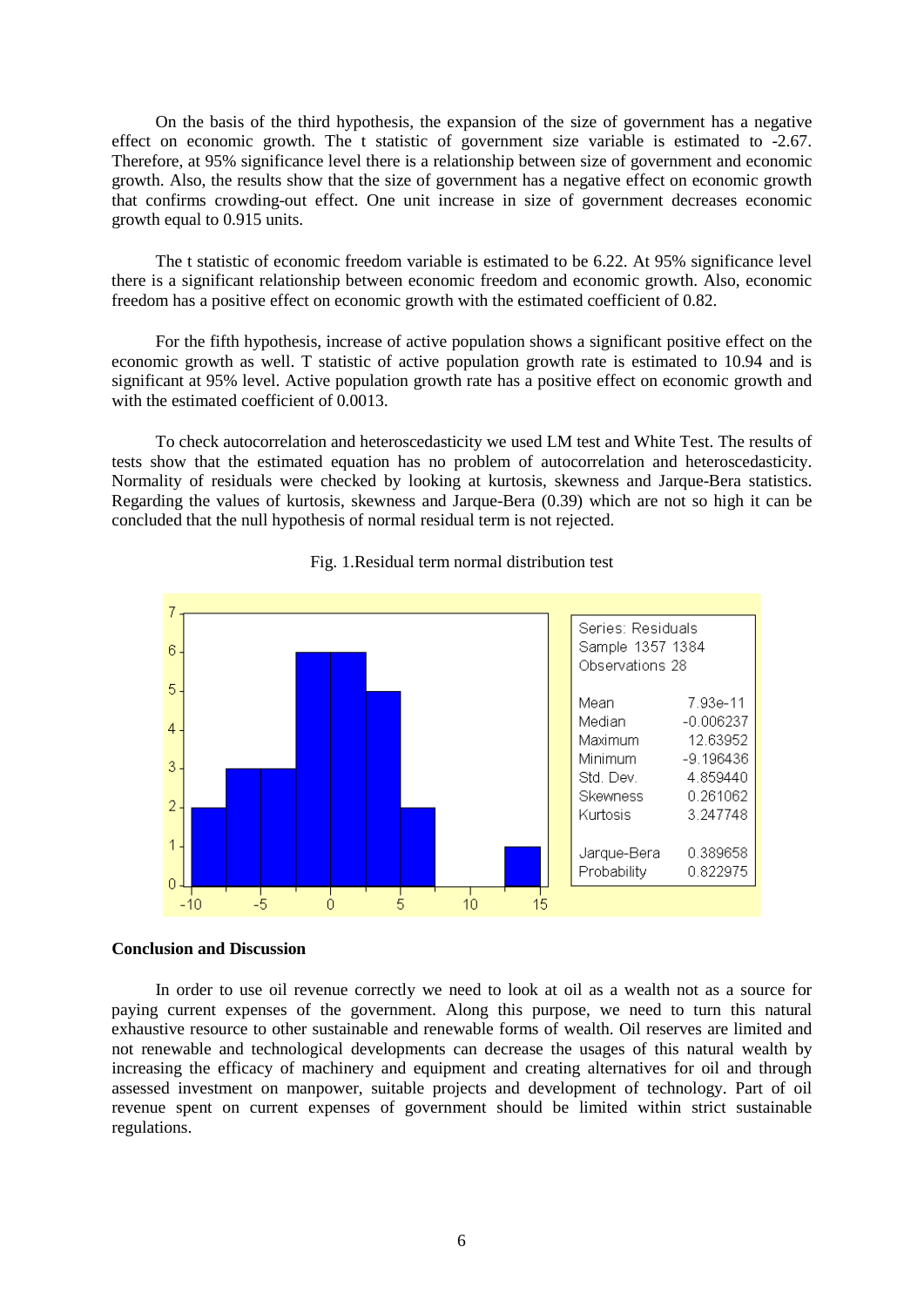On the basis of the third hypothesis, the expansion of the size of government has a negative effect on economic growth. The t statistic of government size variable is estimated to -2.67. Therefore, at 95% significance level there is a relationship between size of government and economic growth. Also, the results show that the size of government has a negative effect on economic growth that confirms crowding-out effect. One unit increase in size of government decreases economic growth equal to 0.915 units.

The t statistic of economic freedom variable is estimated to be 6.22. At 95% significance level there is a significant relationship between economic freedom and economic growth. Also, economic freedom has a positive effect on economic growth with the estimated coefficient of 0.82.

For the fifth hypothesis, increase of active population shows a significant positive effect on the economic growth as well. T statistic of active population growth rate is estimated to 10.94 and is significant at 95% level. Active population growth rate has a positive effect on economic growth and with the estimated coefficient of 0.0013.

To check autocorrelation and heteroscedasticity we used LM test and White Test. The results of tests show that the estimated equation has no problem of autocorrelation and heteroscedasticity. Normality of residuals were checked by looking at kurtosis, skewness and Jarque-Bera statistics. Regarding the values of kurtosis, skewness and Jarque-Bera (0.39) which are not so high it can be concluded that the null hypothesis of normal residual term is not rejected.

Fig. 1.Residual term normal distribution test

| Series: Residuals | |
| --- | --- |
| Sample 1357 1384 | |
| Observations 28 | |
| Mean | 7.93e-11 |
| Median | -0.006237 |
| Maximum | 12.63952 |
| Minimum | -9.196436 |
| Std. Dev. | 4.859440 |
| Skewness | 0.261062 |
| Kurtosis | 3.247748 |
| Jarque-Bera | 0.389658 |
| Probability | 0.822975 |

## Conclusion and Discussion

In order to use oil revenue correctly we need to look at oil as a wealth not as a source for paying current expenses of the government. Along this purpose, we need to turn this natural exhaustive resource to other sustainable and renewable forms of wealth. Oil reserves are limited and not renewable and technological developments can decrease the usages of this natural wealth by increasing the efficacy of machinery and equipment and creating alternatives for oil and through assessed investment on manpower, suitable projects and development of technology. Part of oil revenue spent on current expenses of government should be limited within strict sustainable regulations.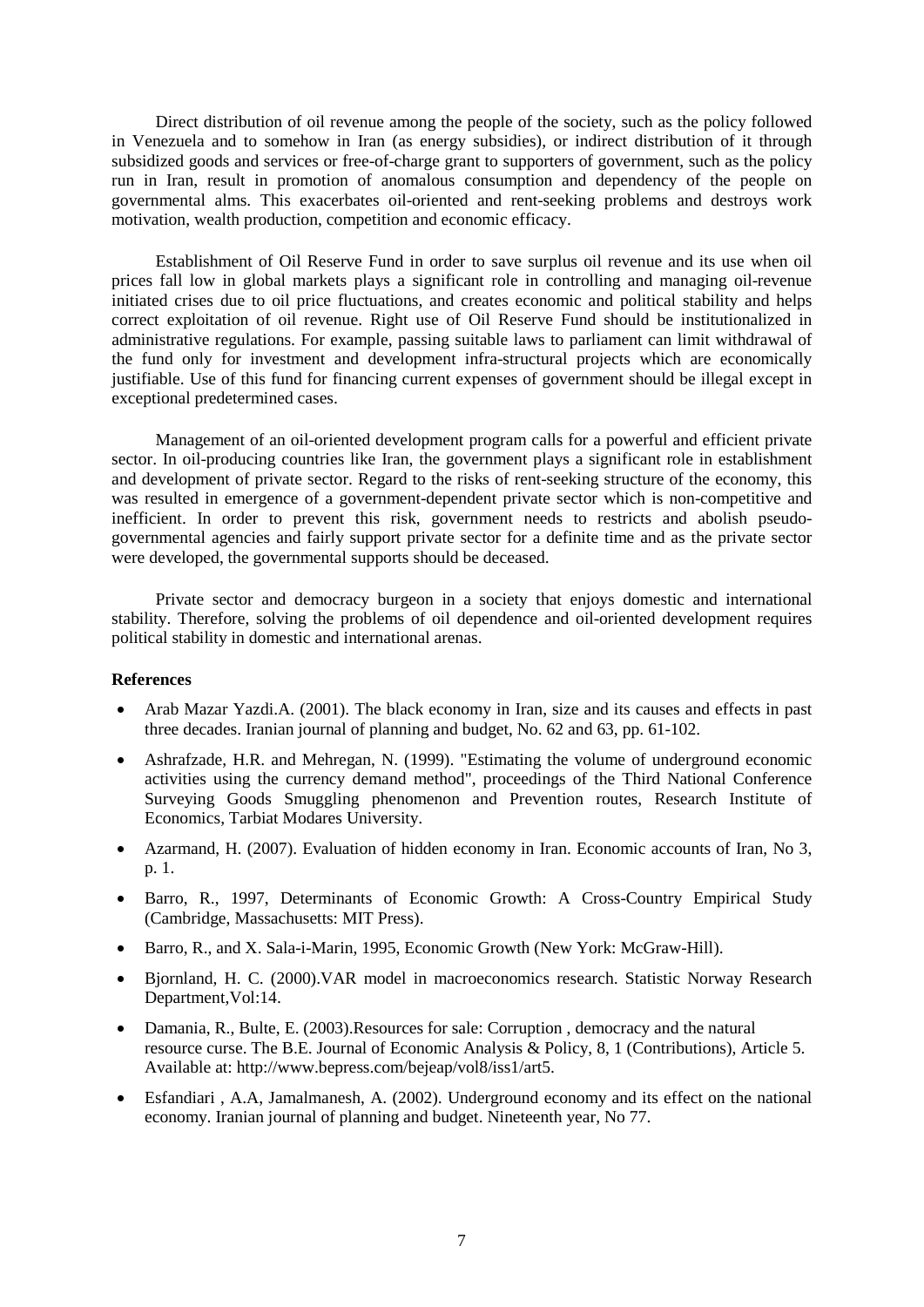Direct distribution of oil revenue among the people of the society, such as the policy followed in Venezuela and to somehow in Iran (as energy subsidies), or indirect distribution of it through subsidized goods and services or free-of-charge grant to supporters of government, such as the policy run in Iran, result in promotion of anomalous consumption and dependency of the people on governmental alms. This exacerbates oil-oriented and rent-seeking problems and destroys work motivation, wealth production, competition and economic efficacy.

Establishment of Oil Reserve Fund in order to save surplus oil revenue and its use when oil prices fall low in global markets plays a significant role in controlling and managing oil-revenue initiated crises due to oil price fluctuations, and creates economic and political stability and helps correct exploitation of oil revenue. Right use of Oil Reserve Fund should be institutionalized in administrative regulations. For example, passing suitable laws to parliament can limit withdrawal of the fund only for investment and development infra-structural projects which are economically justifiable. Use of this fund for financing current expenses of government should be illegal except in exceptional predetermined cases.

Management of an oil-oriented development program calls for a powerful and efficient private sector. In oil-producing countries like Iran, the government plays a significant role in establishment and development of private sector. Regard to the risks of rent-seeking structure of the economy, this was resulted in emergence of a government-dependent private sector which is non-competitive and inefficient. In order to prevent this risk, government needs to restricts and abolish pseudo-governmental agencies and fairly support private sector for a definite time and as the private sector were developed, the governmental supports should be deceased.

Private sector and democracy burgeon in a society that enjoys domestic and international stability. Therefore, solving the problems of oil dependence and oil-oriented development requires political stability in domestic and international arenas.

**References**

- Arab Mazar Yazdi.A. (2001). The black economy in Iran, size and its causes and effects in past three decades. Iranian journal of planning and budget, No. 62 and 63, pp. 61-102.
- Ashrafzade, H.R. and Mehregan, N. (1999). "Estimating the volume of underground economic activities using the currency demand method", proceedings of the Third National Conference Surveying Goods Smuggling phenomenon and Prevention routes, Research Institute of Economics, Tarbiat Modares University.
- Azarmand, H. (2007). Evaluation of hidden economy in Iran. Economic accounts of Iran, No 3, p. 1.
- Barro, R., 1997, Determinants of Economic Growth: A Cross-Country Empirical Study (Cambridge, Massachusetts: MIT Press).
- Barro, R., and X. Sala-i-Marin, 1995, Economic Growth (New York: McGraw-Hill).
- Bjornland, H. C. (2000).VAR model in macroeconomics research. Statistic Norway Research Department,Vol:14.
- Damania, R., Bulte, E. (2003).Resources for sale: Corruption , democracy and the natural resource curse. The B.E. Journal of Economic Analysis & Policy, 8, 1 (Contributions), Article 5. Available at: http://www.bepress.com/bejeap/vol8/iss1/art5.
- Esfandiari , A.A, Jamalmanesh, A. (2002). Underground economy and its effect on the national economy. Iranian journal of planning and budget. Nineteenth year, No 77.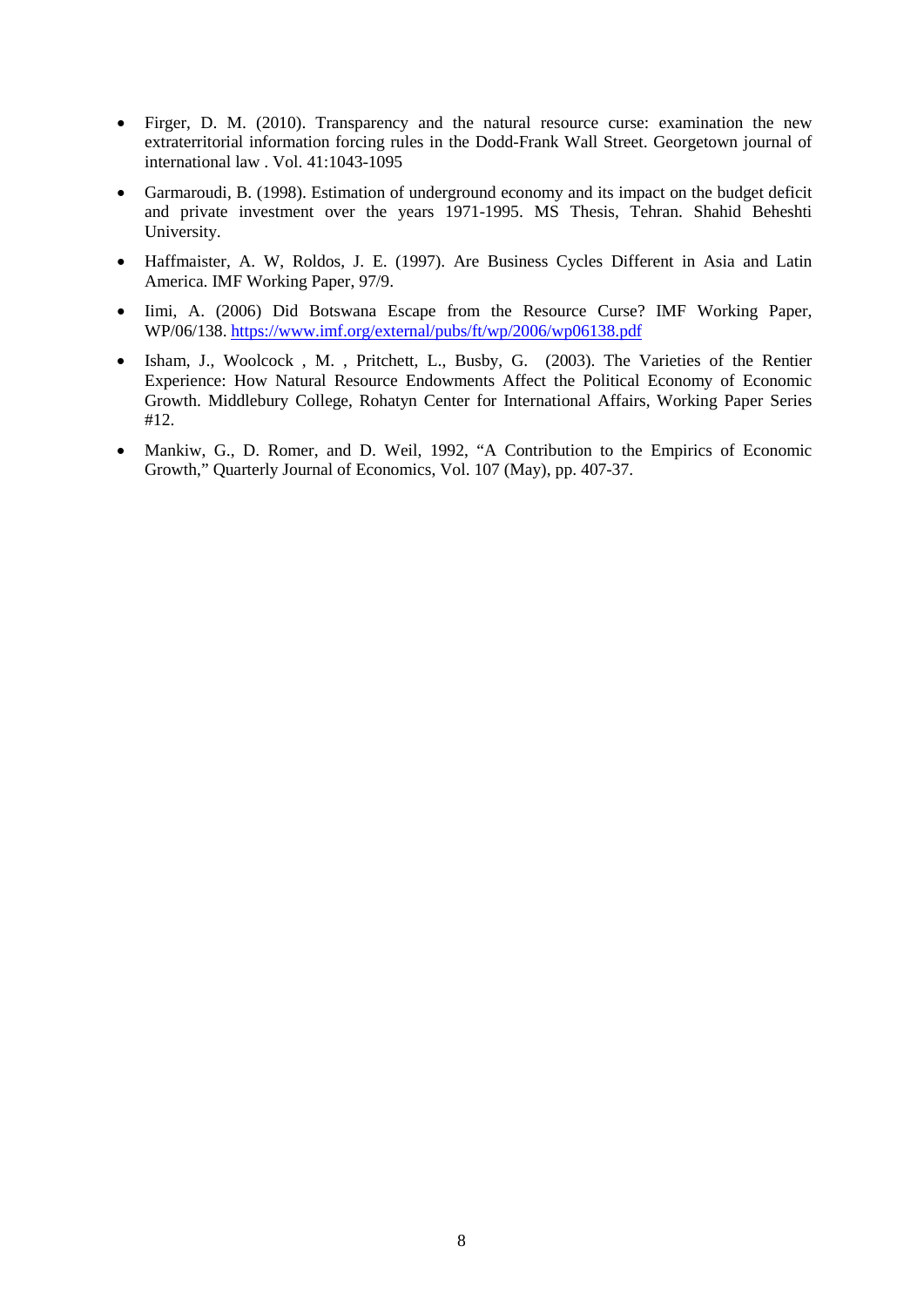- Firger, D. M. (2010). Transparency and the natural resource curse: examination the new extraterritorial information forcing rules in the Dodd-Frank Wall Street. Georgetown journal of international law . Vol. 41:1043-1095
- Garmaroudi, B. (1998). Estimation of underground economy and its impact on the budget deficit and private investment over the years 1971-1995. MS Thesis, Tehran. Shahid Beheshti University.
- Haffmaister, A. W, Roldos, J. E. (1997). Are Business Cycles Different in Asia and Latin America. IMF Working Paper, 97/9.
- Iimi, A. (2006) Did Botswana Escape from the Resource Curse? IMF Working Paper, WP/06/138. https://www.imf.org/external/pubs/ft/wp/2006/wp06138.pdf
- Isham, J., Woolcock , M. , Pritchett, L., Busby, G. (2003). The Varieties of the Rentier Experience: How Natural Resource Endowments Affect the Political Economy of Economic Growth. Middlebury College, Rohatyn Center for International Affairs, Working Paper Series #12.
- Mankiw, G., D. Romer, and D. Weil, 1992, "A Contribution to the Empirics of Economic Growth," Quarterly Journal of Economics, Vol. 107 (May), pp. 407-37.